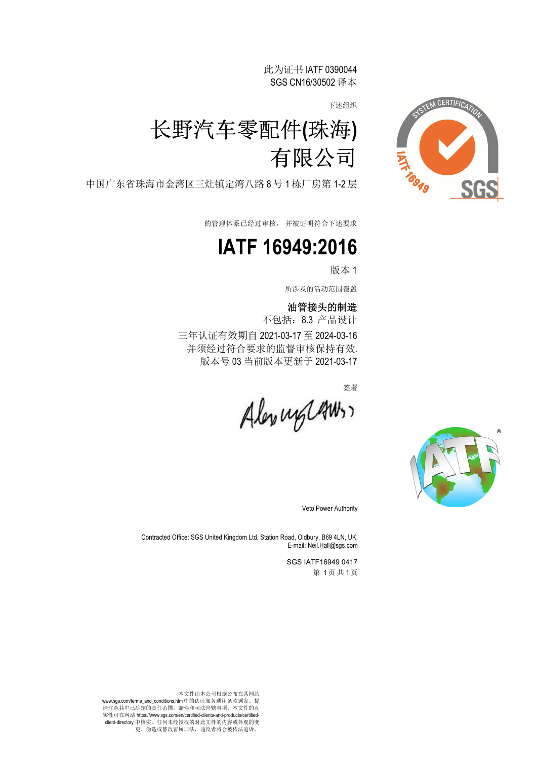此为证书 IATF 0390044
SGS CN16/30502 译本

下述组织

# 长野汽车零配件(珠海)有限公司

中国广东省珠海市金湾区三灶镇定湾八路 8 号 1 栋厂房第 1-2 层

的管理体系已经过审核， 并被证明符合下述要求

# IATF 16949:2016

版本 1

所涉及的活动范围覆盖

**油管接头的制造**

不包括：8.3 产品设计

三年认证有效期自 2021-03-17 至 2024-03-16
并须经过符合要求的监督审核保持有效.
版本号 03 当前版本更新于 2021-03-17

签署

Veto Power Authority

Contracted Office: SGS United Kingdom Ltd, Station Road, Oldbury, B69 4LN, UK.
E-mail: Neil.Hall@sgs.com

SGS IATF16949 0417

本文件由本公司根据公布在其网站 www.sgs.com/terms_and_conditions.htm 中的认证服务通用条款颁发。提请注意其中已确定的责任范围，赔偿和司法管辖事项。本文件的真实性可在网站 https://www.sgs.com/en/certified-clients-and-products/certified-client-directory 中核实。任何未经授权的对此文件的内容或外观的变更、伪造或篡改皆属非法，违反者将会被依法追诉。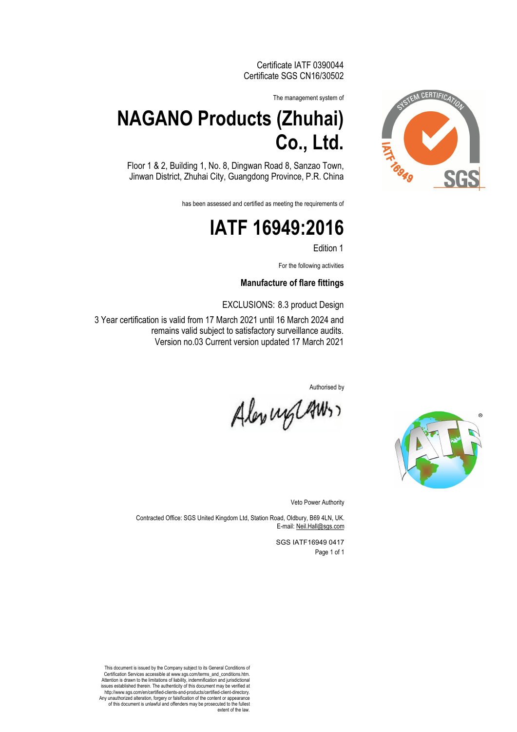Certificate IATF 0390044
Certificate SGS CN16/30502

The management system of

# NAGANO Products (Zhuhai) Co., Ltd.

Floor 1 & 2, Building 1, No. 8, Dingwan Road 8, Sanzao Town, Jinwan District, Zhuhai City, Guangdong Province, P.R. China

has been assessed and certified as meeting the requirements of

# IATF 16949:2016

Edition 1

For the following activities

**Manufacture of flare fittings**

EXCLUSIONS: 8.3 product Design

3 Year certification is valid from 17 March 2021 until 16 March 2024 and remains valid subject to satisfactory surveillance audits.
Version no.03 Current version updated 17 March 2021

Authorised by

Veto Power Authority

Contracted Office: SGS United Kingdom Ltd, Station Road, Oldbury, B69 4LN, UK.
E-mail: Neil.Hall@sgs.com

SGS IATF16949 0417

This document is issued by the Company subject to its General Conditions of Certification Services accessible at www.sgs.com/terms_and_conditions.htm. Attention is drawn to the limitations of liability, indemnification and jurisdictional issues established therein. The authenticity of this document may be verified at http://www.sgs.com/en/certified-clients-and-products/certified-client-directory. Any unauthorized alteration, forgery or falsification of the content or appearance of this document is unlawful and offenders may be prosecuted to the fullest extent of the law.